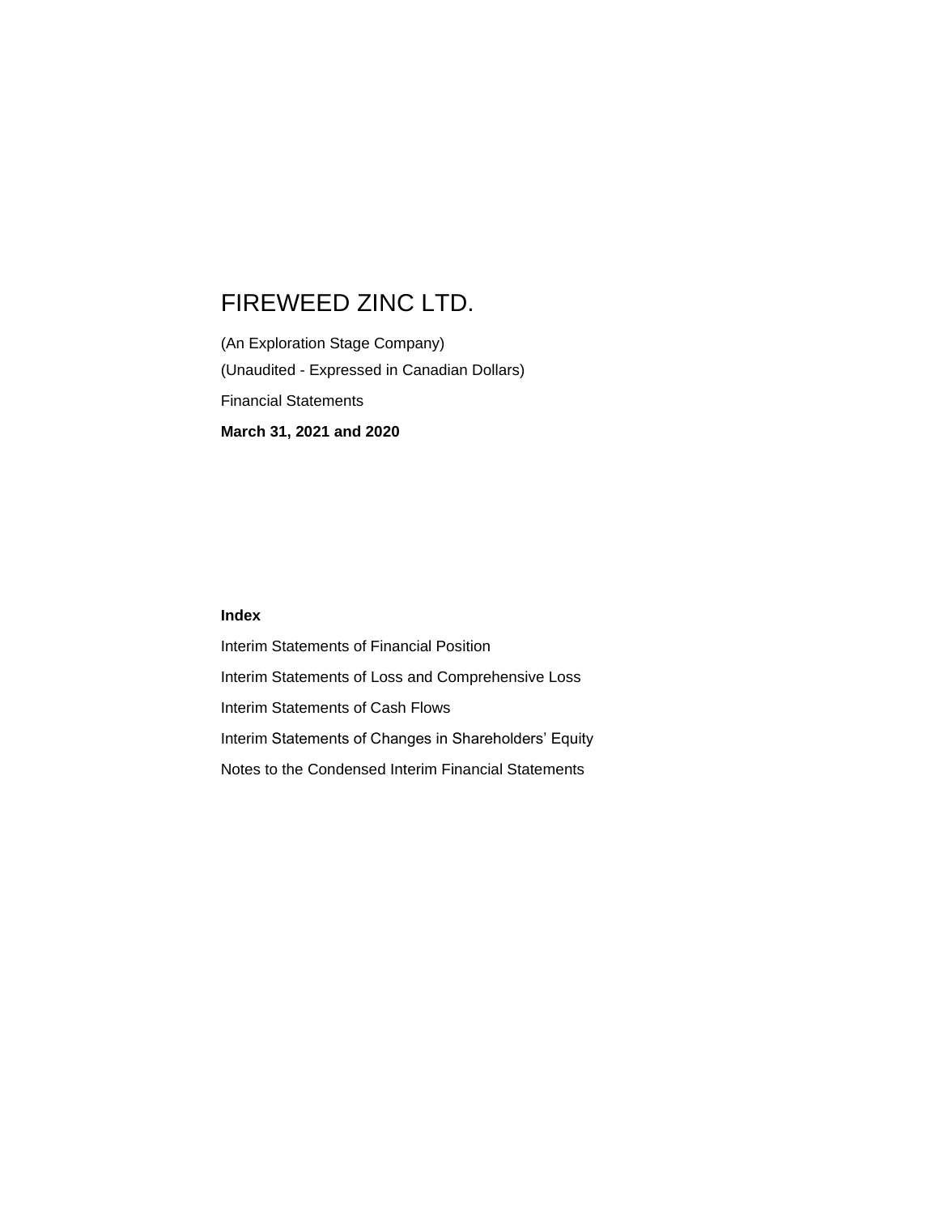# FIREWEED ZINC LTD.

(An Exploration Stage Company)

(Unaudited - Expressed in Canadian Dollars)

Financial Statements

**March 31, 2021 and 2020**

**Index**

Interim Statements of Financial Position

Interim Statements of Loss and Comprehensive Loss

Interim Statements of Cash Flows

Interim Statements of Changes in Shareholders' Equity

Notes to the Condensed Interim Financial Statements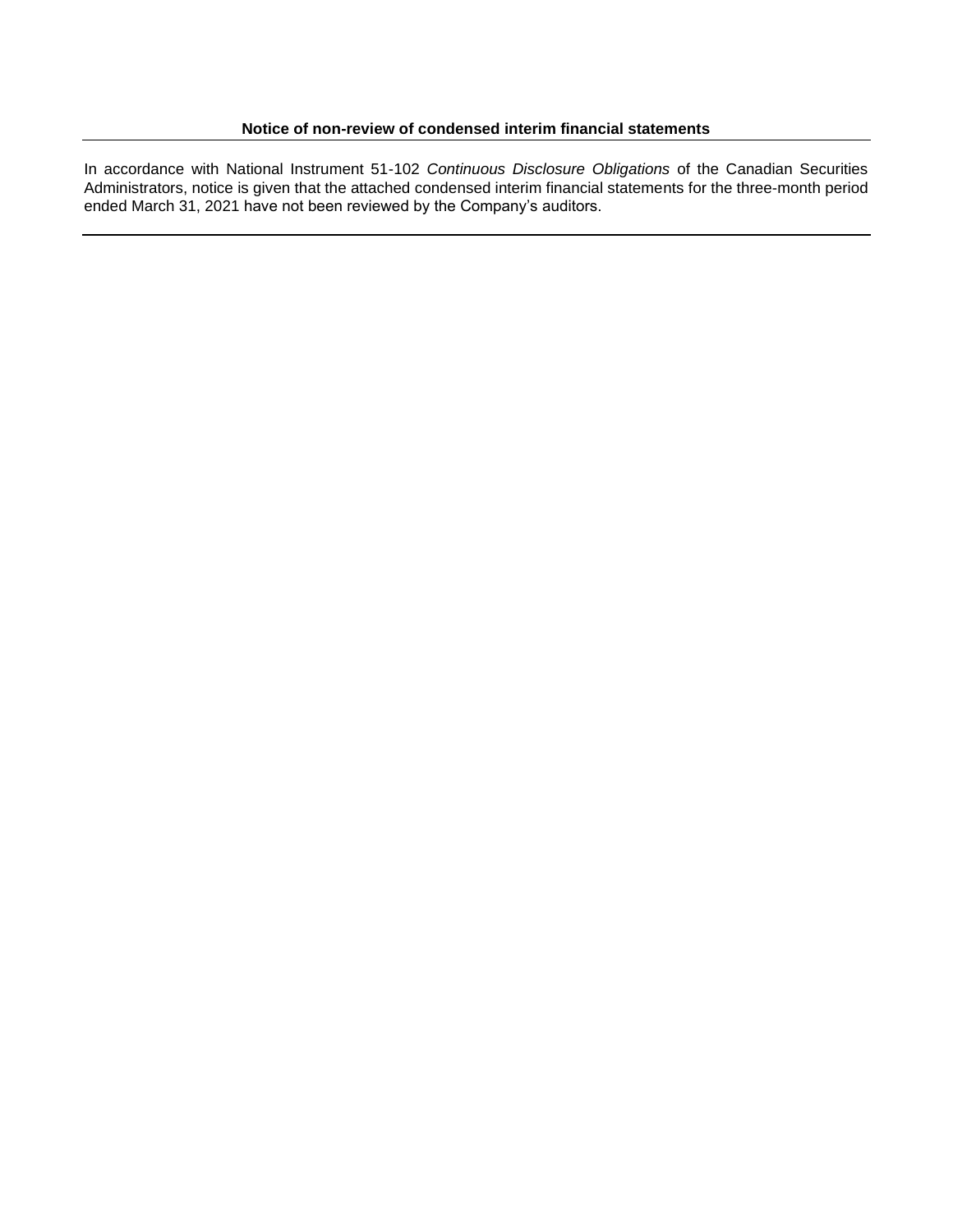**Notice of non-review of condensed interim financial statements**

In accordance with National Instrument 51-102 *Continuous Disclosure Obligations* of the Canadian Securities Administrators, notice is given that the attached condensed interim financial statements for the three-month period ended March 31, 2021 have not been reviewed by the Company's auditors.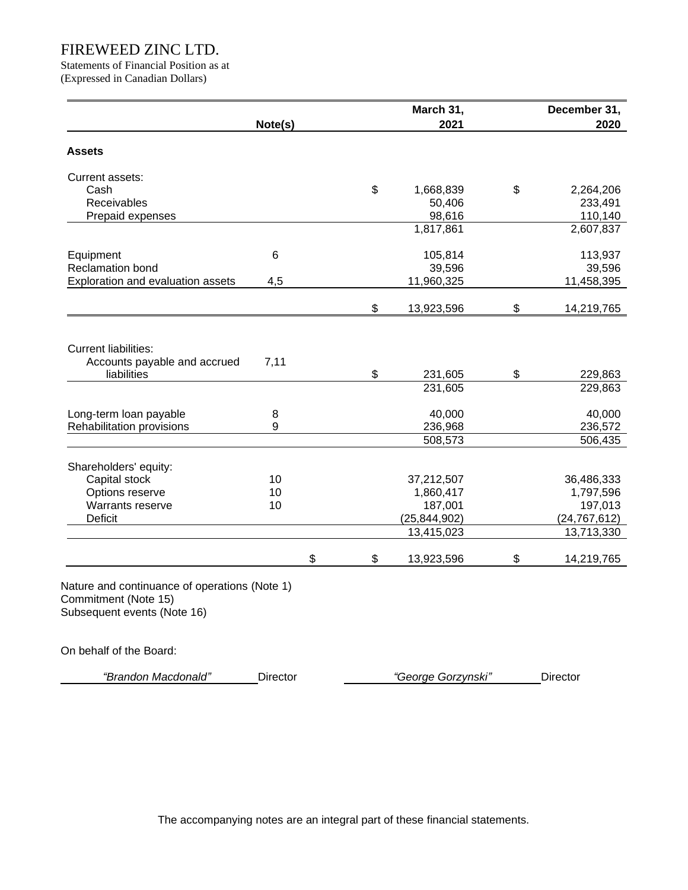# FIREWEED ZINC LTD.

Statements of Financial Position as at
(Expressed in Canadian Dollars)

| | Note(s) | March 31, 2021 | December 31, 2020 |
|---|---|---|---|
| **Assets** | | | |
| Current assets: | | | |
| Cash | | $ 1,668,839 | $ 2,264,206 |
| Receivables | | 50,406 | 233,491 |
| Prepaid expenses | | 98,616 | 110,140 |
| | | 1,817,861 | 2,607,837 |
| Equipment | 6 | 105,814 | 113,937 |
| Reclamation bond | | 39,596 | 39,596 |
| Exploration and evaluation assets | 4,5 | 11,960,325 | 11,458,395 |
| | | $ 13,923,596 | $ 14,219,765 |
| Current liabilities: | | | |
| Accounts payable and accrued liabilities | 7,11 | $ 231,605 | $ 229,863 |
| | | 231,605 | 229,863 |
| Long-term loan payable | 8 | 40,000 | 40,000 |
| Rehabilitation provisions | 9 | 236,968 | 236,572 |
| | | 508,573 | 506,435 |
| Shareholders' equity: | | | |
| Capital stock | 10 | 37,212,507 | 36,486,333 |
| Options reserve | 10 | 1,860,417 | 1,797,596 |
| Warrants reserve | 10 | 187,001 | 197,013 |
| Deficit | | (25,844,902) | (24,767,612) |
| | | 13,415,023 | 13,713,330 |
| | $ | $ 13,923,596 | $ 14,219,765 |

Nature and continuance of operations (Note 1)
Commitment (Note 15)
Subsequent events (Note 16)

On behalf of the Board:

*"Brandon Macdonald"* Director *"George Gorzynski"* Director

The accompanying notes are an integral part of these financial statements.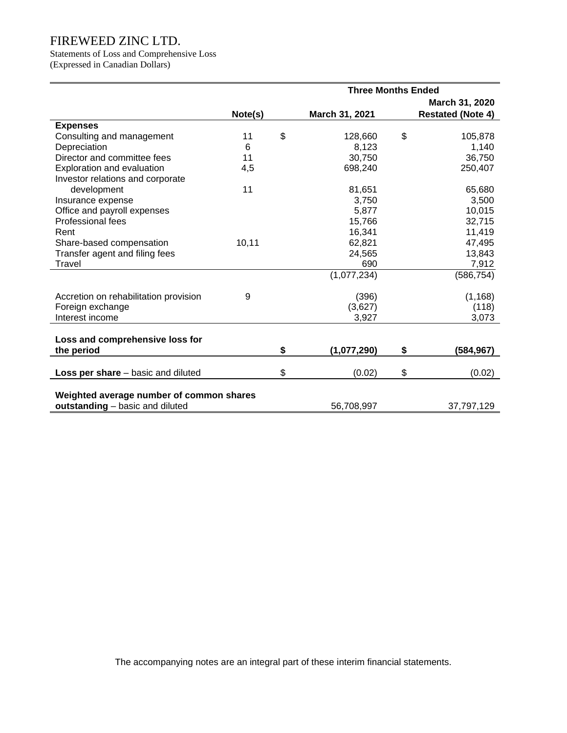# FIREWEED ZINC LTD.

Statements of Loss and Comprehensive Loss
(Expressed in Canadian Dollars)

| | | Three Months Ended | |
|---|---|---|---|
| | Note(s) | March 31, 2021 | March 31, 2020 Restated (Note 4) |
| **Expenses** | | | |
| Consulting and management | 11 | $ 128,660 | $ 105,878 |
| Depreciation | 6 | 8,123 | 1,140 |
| Director and committee fees | 11 | 30,750 | 36,750 |
| Exploration and evaluation | 4,5 | 698,240 | 250,407 |
| Investor relations and corporate development | 11 | 81,651 | 65,680 |
| Insurance expense | | 3,750 | 3,500 |
| Office and payroll expenses | | 5,877 | 10,015 |
| Professional fees | | 15,766 | 32,715 |
| Rent | | 16,341 | 11,419 |
| Share-based compensation | 10,11 | 62,821 | 47,495 |
| Transfer agent and filing fees | | 24,565 | 13,843 |
| Travel | | 690 | 7,912 |
| | | (1,077,234) | (586,754) |
| Accretion on rehabilitation provision | 9 | (396) | (1,168) |
| Foreign exchange | | (3,627) | (118) |
| Interest income | | 3,927 | 3,073 |
| **Loss and comprehensive loss for the period** | | **$ (1,077,290)** | **$ (584,967)** |
| **Loss per share** – basic and diluted | | $ (0.02) | $ (0.02) |
| **Weighted average number of common shares outstanding** – basic and diluted | | 56,708,997 | 37,797,129 |

The accompanying notes are an integral part of these interim financial statements.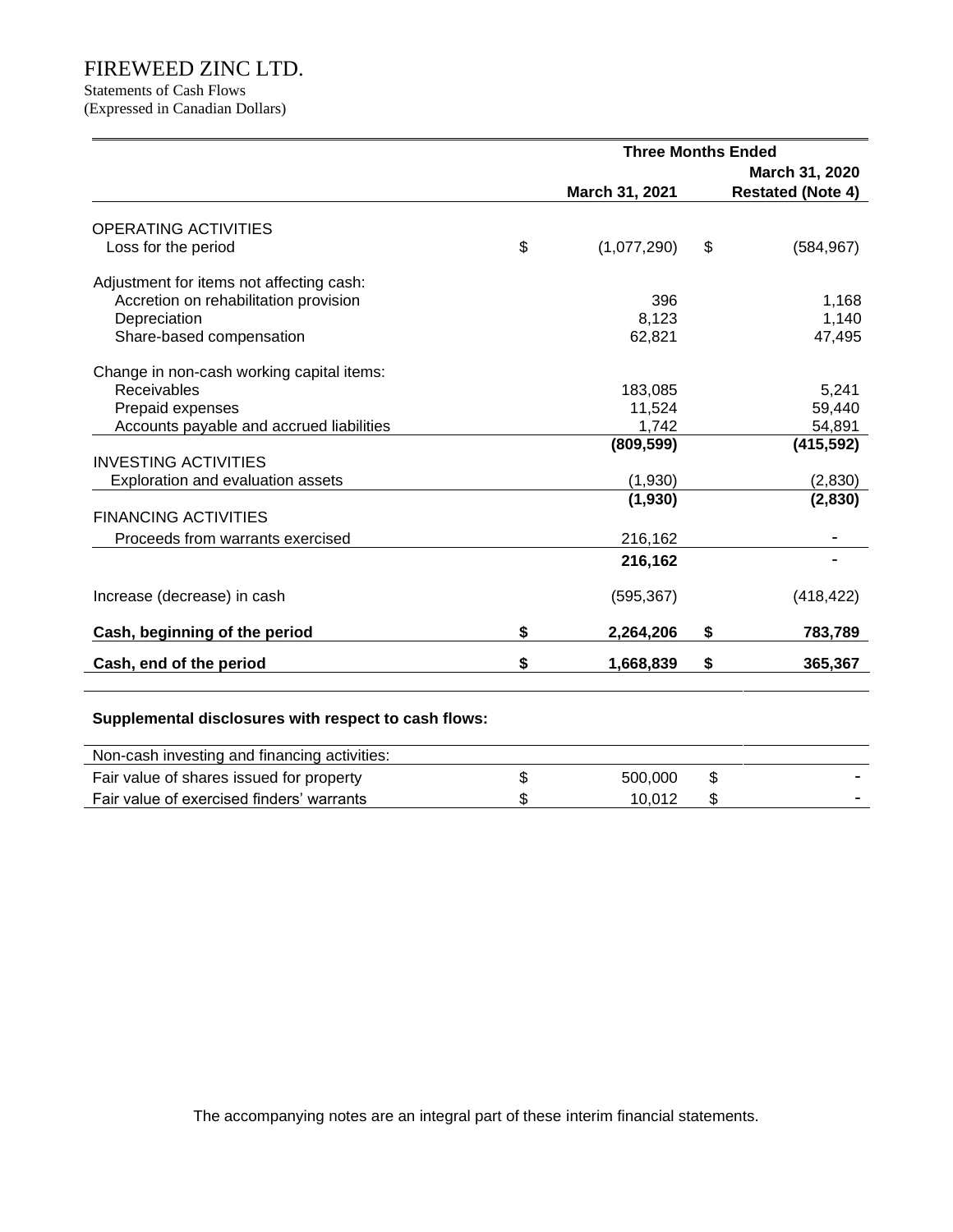# FIREWEED ZINC LTD.

Statements of Cash Flows

(Expressed in Canadian Dollars)

| | Three Months Ended | |
|---|---|---|
| | March 31, 2021 | March 31, 2020 Restated (Note 4) |
| **OPERATING ACTIVITIES** | | |
| Loss for the period | $ (1,077,290) | $ (584,967) |
| Adjustment for items not affecting cash: | | |
| Accretion on rehabilitation provision | 396 | 1,168 |
| Depreciation | 8,123 | 1,140 |
| Share-based compensation | 62,821 | 47,495 |
| Change in non-cash working capital items: | | |
| Receivables | 183,085 | 5,241 |
| Prepaid expenses | 11,524 | 59,440 |
| Accounts payable and accrued liabilities | 1,742 | 54,891 |
| | **(809,599)** | **(415,592)** |
| **INVESTING ACTIVITIES** | | |
| Exploration and evaluation assets | (1,930) | (2,830) |
| | **(1,930)** | **(2,830)** |
| **FINANCING ACTIVITIES** | | |
| Proceeds from warrants exercised | 216,162 | - |
| | **216,162** | - |
| Increase (decrease) in cash | (595,367) | (418,422) |
| **Cash, beginning of the period** | **$ 2,264,206** | **$ 783,789** |
| **Cash, end of the period** | **$ 1,668,839** | **$ 365,367** |

**Supplemental disclosures with respect to cash flows:**

| Non-cash investing and financing activities: | | |
|---|---|---|
| Fair value of shares issued for property | $ 500,000 | $ - |
| Fair value of exercised finders' warrants | $ 10,012 | $ - |

The accompanying notes are an integral part of these interim financial statements.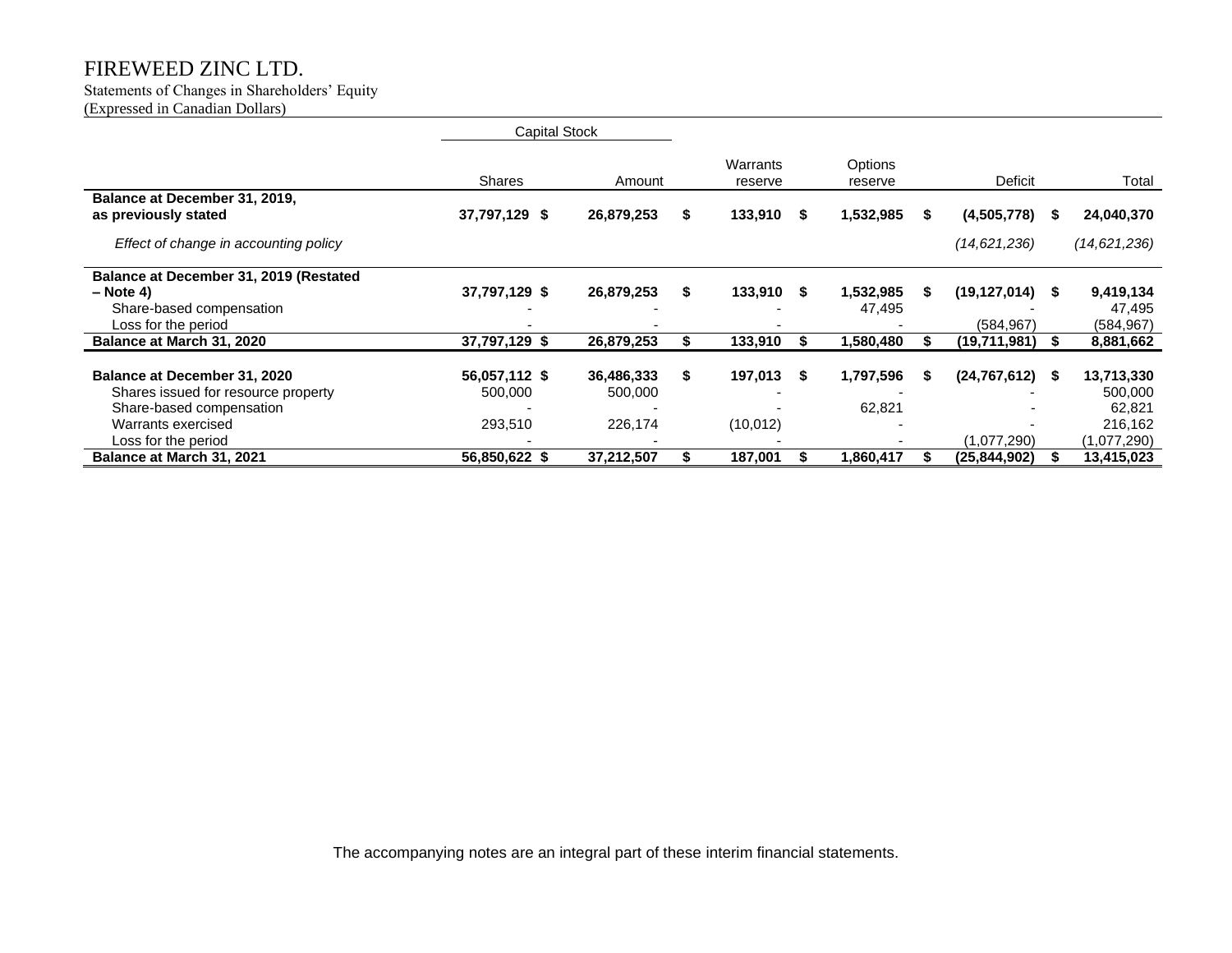# FIREWEED ZINC LTD.

Statements of Changes in Shareholders' Equity
(Expressed in Canadian Dollars)

| | Capital Stock | | | | | |
|---|---|---|---|---|---|---|
| | Shares | Amount | Warrants reserve | Options reserve | Deficit | Total |
| **Balance at December 31, 2019, as previously stated** | **37,797,129** | **$ 26,879,253** | **$ 133,910** | **$ 1,532,985** | **$ (4,505,778)** | **$ 24,040,370** |
| *Effect of change in accounting policy* | | | | | *(14,621,236)* | *(14,621,236)* |
| **Balance at December 31, 2019 (Restated – Note 4)** | **37,797,129** | **$ 26,879,253** | **$ 133,910** | **$ 1,532,985** | **$ (19,127,014)** | **$ 9,419,134** |
| Share-based compensation | - | - | - | 47,495 | - | 47,495 |
| Loss for the period | - | - | - | - | (584,967) | (584,967) |
| **Balance at March 31, 2020** | **37,797,129** | **$ 26,879,253** | **$ 133,910** | **$ 1,580,480** | **$ (19,711,981)** | **$ 8,881,662** |
| | | | | | | |
| **Balance at December 31, 2020** | **56,057,112** | **$ 36,486,333** | **$ 197,013** | **$ 1,797,596** | **$ (24,767,612)** | **$ 13,713,330** |
| Shares issued for resource property | 500,000 | 500,000 | - | - | - | 500,000 |
| Share-based compensation | - | - | - | 62,821 | - | 62,821 |
| Warrants exercised | 293,510 | 226,174 | (10,012) | - | - | 216,162 |
| Loss for the period | - | - | - | - | (1,077,290) | (1,077,290) |
| **Balance at March 31, 2021** | **56,850,622** | **$ 37,212,507** | **$ 187,001** | **$ 1,860,417** | **$ (25,844,902)** | **$ 13,415,023** |

The accompanying notes are an integral part of these interim financial statements.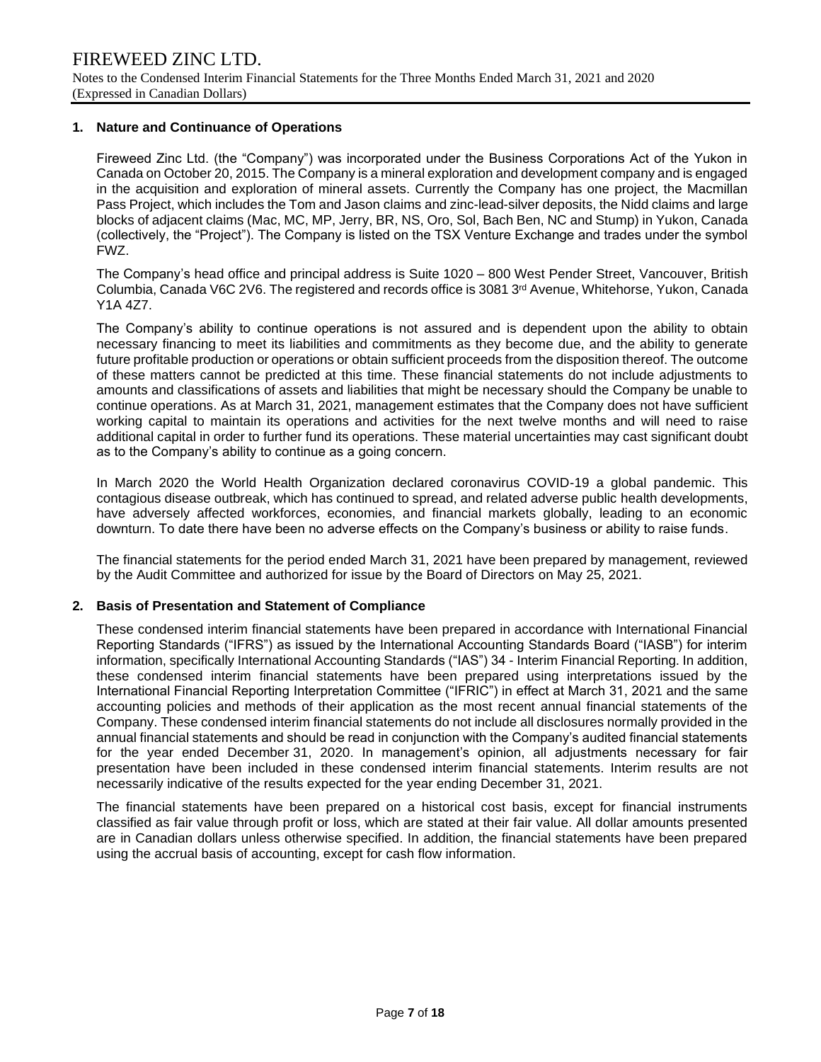# FIREWEED ZINC LTD.

Notes to the Condensed Interim Financial Statements for the Three Months Ended March 31, 2021 and 2020
(Expressed in Canadian Dollars)

## 1. Nature and Continuance of Operations

Fireweed Zinc Ltd. (the "Company") was incorporated under the Business Corporations Act of the Yukon in Canada on October 20, 2015. The Company is a mineral exploration and development company and is engaged in the acquisition and exploration of mineral assets. Currently the Company has one project, the Macmillan Pass Project, which includes the Tom and Jason claims and zinc-lead-silver deposits, the Nidd claims and large blocks of adjacent claims (Mac, MC, MP, Jerry, BR, NS, Oro, Sol, Bach Ben, NC and Stump) in Yukon, Canada (collectively, the "Project"). The Company is listed on the TSX Venture Exchange and trades under the symbol FWZ.

The Company's head office and principal address is Suite 1020 – 800 West Pender Street, Vancouver, British Columbia, Canada V6C 2V6. The registered and records office is 3081 3rd Avenue, Whitehorse, Yukon, Canada Y1A 4Z7.

The Company's ability to continue operations is not assured and is dependent upon the ability to obtain necessary financing to meet its liabilities and commitments as they become due, and the ability to generate future profitable production or operations or obtain sufficient proceeds from the disposition thereof. The outcome of these matters cannot be predicted at this time. These financial statements do not include adjustments to amounts and classifications of assets and liabilities that might be necessary should the Company be unable to continue operations. As at March 31, 2021, management estimates that the Company does not have sufficient working capital to maintain its operations and activities for the next twelve months and will need to raise additional capital in order to further fund its operations. These material uncertainties may cast significant doubt as to the Company's ability to continue as a going concern.

In March 2020 the World Health Organization declared coronavirus COVID-19 a global pandemic. This contagious disease outbreak, which has continued to spread, and related adverse public health developments, have adversely affected workforces, economies, and financial markets globally, leading to an economic downturn. To date there have been no adverse effects on the Company's business or ability to raise funds.

The financial statements for the period ended March 31, 2021 have been prepared by management, reviewed by the Audit Committee and authorized for issue by the Board of Directors on May 25, 2021.

## 2. Basis of Presentation and Statement of Compliance

These condensed interim financial statements have been prepared in accordance with International Financial Reporting Standards ("IFRS") as issued by the International Accounting Standards Board ("IASB") for interim information, specifically International Accounting Standards ("IAS") 34 - Interim Financial Reporting. In addition, these condensed interim financial statements have been prepared using interpretations issued by the International Financial Reporting Interpretation Committee ("IFRIC") in effect at March 31, 2021 and the same accounting policies and methods of their application as the most recent annual financial statements of the Company. These condensed interim financial statements do not include all disclosures normally provided in the annual financial statements and should be read in conjunction with the Company's audited financial statements for the year ended December 31, 2020. In management's opinion, all adjustments necessary for fair presentation have been included in these condensed interim financial statements. Interim results are not necessarily indicative of the results expected for the year ending December 31, 2021.

The financial statements have been prepared on a historical cost basis, except for financial instruments classified as fair value through profit or loss, which are stated at their fair value. All dollar amounts presented are in Canadian dollars unless otherwise specified. In addition, the financial statements have been prepared using the accrual basis of accounting, except for cash flow information.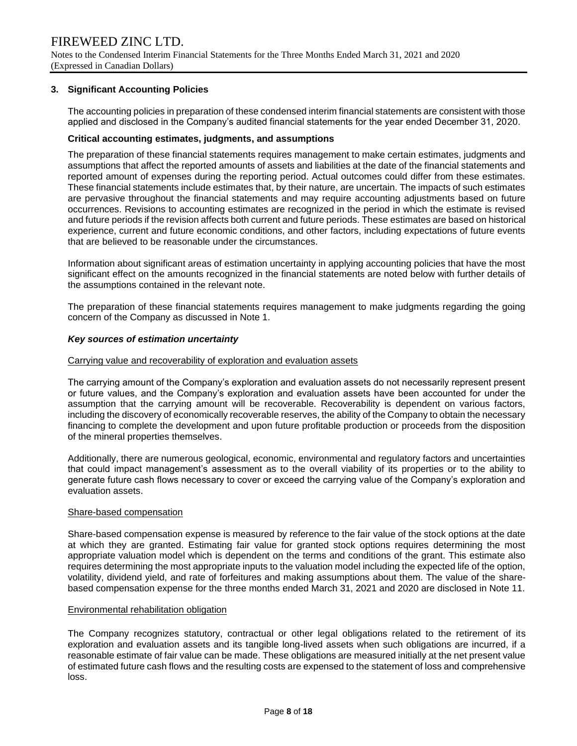## 3. Significant Accounting Policies

The accounting policies in preparation of these condensed interim financial statements are consistent with those applied and disclosed in the Company's audited financial statements for the year ended December 31, 2020.

### Critical accounting estimates, judgments, and assumptions

The preparation of these financial statements requires management to make certain estimates, judgments and assumptions that affect the reported amounts of assets and liabilities at the date of the financial statements and reported amount of expenses during the reporting period. Actual outcomes could differ from these estimates. These financial statements include estimates that, by their nature, are uncertain. The impacts of such estimates are pervasive throughout the financial statements and may require accounting adjustments based on future occurrences. Revisions to accounting estimates are recognized in the period in which the estimate is revised and future periods if the revision affects both current and future periods. These estimates are based on historical experience, current and future economic conditions, and other factors, including expectations of future events that are believed to be reasonable under the circumstances.

Information about significant areas of estimation uncertainty in applying accounting policies that have the most significant effect on the amounts recognized in the financial statements are noted below with further details of the assumptions contained in the relevant note.

The preparation of these financial statements requires management to make judgments regarding the going concern of the Company as discussed in Note 1.

#### *Key sources of estimation uncertainty*

Carrying value and recoverability of exploration and evaluation assets

The carrying amount of the Company's exploration and evaluation assets do not necessarily represent present or future values, and the Company's exploration and evaluation assets have been accounted for under the assumption that the carrying amount will be recoverable. Recoverability is dependent on various factors, including the discovery of economically recoverable reserves, the ability of the Company to obtain the necessary financing to complete the development and upon future profitable production or proceeds from the disposition of the mineral properties themselves.

Additionally, there are numerous geological, economic, environmental and regulatory factors and uncertainties that could impact management's assessment as to the overall viability of its properties or to the ability to generate future cash flows necessary to cover or exceed the carrying value of the Company's exploration and evaluation assets.

Share-based compensation

Share-based compensation expense is measured by reference to the fair value of the stock options at the date at which they are granted. Estimating fair value for granted stock options requires determining the most appropriate valuation model which is dependent on the terms and conditions of the grant. This estimate also requires determining the most appropriate inputs to the valuation model including the expected life of the option, volatility, dividend yield, and rate of forfeitures and making assumptions about them. The value of the share-based compensation expense for the three months ended March 31, 2021 and 2020 are disclosed in Note 11.

Environmental rehabilitation obligation

The Company recognizes statutory, contractual or other legal obligations related to the retirement of its exploration and evaluation assets and its tangible long-lived assets when such obligations are incurred, if a reasonable estimate of fair value can be made. These obligations are measured initially at the net present value of estimated future cash flows and the resulting costs are expensed to the statement of loss and comprehensive loss.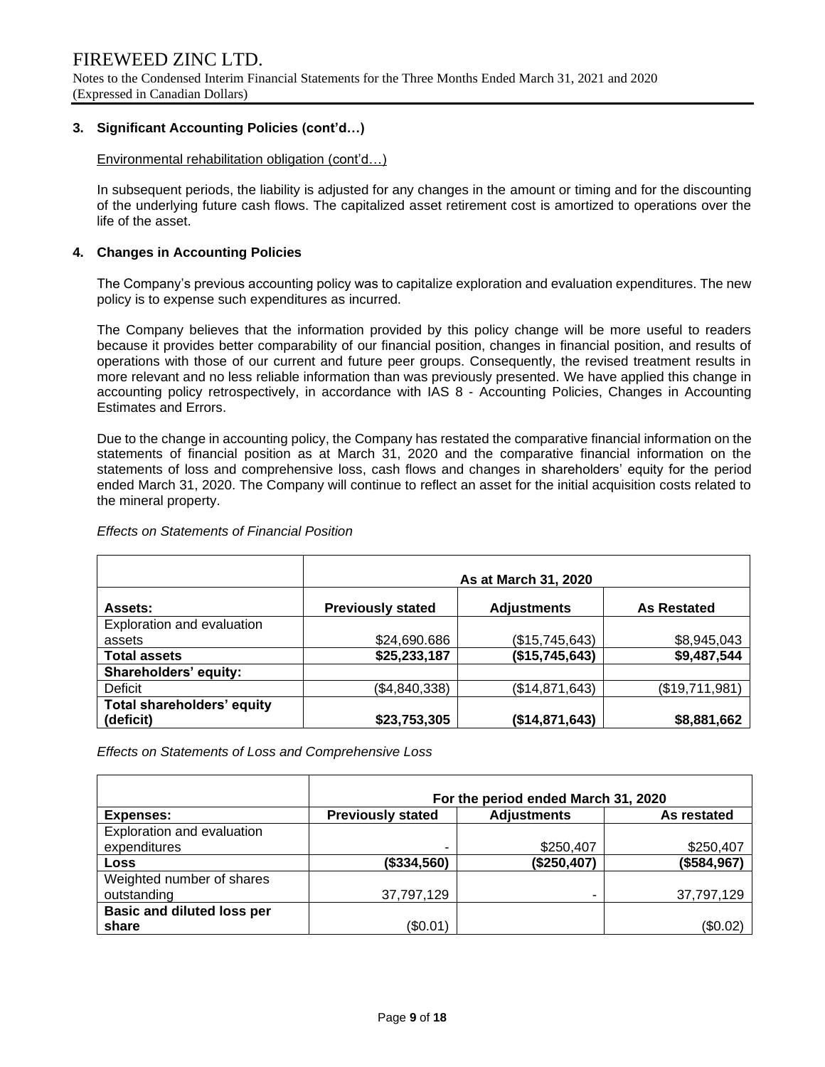FIREWEED ZINC LTD.

Notes to the Condensed Interim Financial Statements for the Three Months Ended March 31, 2021 and 2020
(Expressed in Canadian Dollars)

### 3. Significant Accounting Policies (cont'd…)

Environmental rehabilitation obligation (cont'd…)

In subsequent periods, the liability is adjusted for any changes in the amount or timing and for the discounting of the underlying future cash flows. The capitalized asset retirement cost is amortized to operations over the life of the asset.

### 4. Changes in Accounting Policies

The Company's previous accounting policy was to capitalize exploration and evaluation expenditures. The new policy is to expense such expenditures as incurred.

The Company believes that the information provided by this policy change will be more useful to readers because it provides better comparability of our financial position, changes in financial position, and results of operations with those of our current and future peer groups. Consequently, the revised treatment results in more relevant and no less reliable information than was previously presented. We have applied this change in accounting policy retrospectively, in accordance with IAS 8 - Accounting Policies, Changes in Accounting Estimates and Errors.

Due to the change in accounting policy, the Company has restated the comparative financial information on the statements of financial position as at March 31, 2020 and the comparative financial information on the statements of loss and comprehensive loss, cash flows and changes in shareholders' equity for the period ended March 31, 2020. The Company will continue to reflect an asset for the initial acquisition costs related to the mineral property.

*Effects on Statements of Financial Position*

| | As at March 31, 2020 | | |
|---|---|---|---|
| **Assets:** | **Previously stated** | **Adjustments** | **As Restated** |
| Exploration and evaluation assets | $24,690.686 | ($15,745,643) | $8,945,043 |
| **Total assets** | **$25,233,187** | **($15,745,643)** | **$9,487,544** |
| **Shareholders' equity:** | | | |
| Deficit | ($4,840,338) | ($14,871,643) | ($19,711,981) |
| **Total shareholders' equity (deficit)** | **$23,753,305** | **($14,871,643)** | **$8,881,662** |

*Effects on Statements of Loss and Comprehensive Loss*

| | For the period ended March 31, 2020 | | |
|---|---|---|---|
| **Expenses:** | **Previously stated** | **Adjustments** | **As restated** |
| Exploration and evaluation expenditures | - | $250,407 | $250,407 |
| **Loss** | **($334,560)** | **($250,407)** | **($584,967)** |
| Weighted number of shares outstanding | 37,797,129 | - | 37,797,129 |
| **Basic and diluted loss per share** | ($0.01) | | ($0.02) |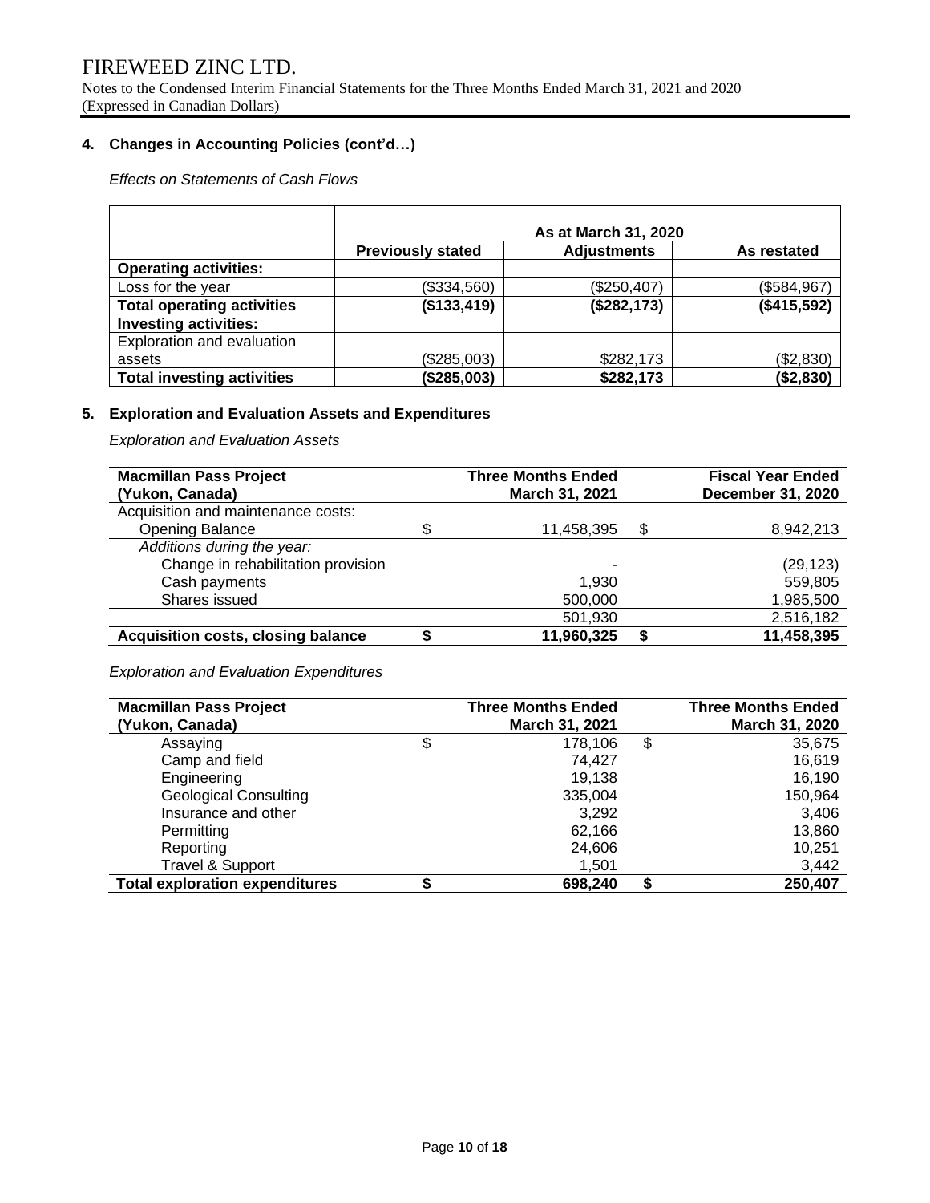## 4. Changes in Accounting Policies (cont'd…)

*Effects on Statements of Cash Flows*

| | As at March 31, 2020 | | |
|---|---|---|---|
| | **Previously stated** | **Adjustments** | **As restated** |
| **Operating activities:** | | | |
| Loss for the year | ($334,560) | ($250,407) | ($584,967) |
| **Total operating activities** | **($133,419)** | **($282,173)** | **($415,592)** |
| **Investing activities:** | | | |
| Exploration and evaluation assets | ($285,003) | $282,173 | ($2,830) |
| **Total investing activities** | **($285,003)** | **$282,173** | **($2,830)** |

## 5. Exploration and Evaluation Assets and Expenditures

*Exploration and Evaluation Assets*

| **Macmillan Pass Project (Yukon, Canada)** | | **Three Months Ended March 31, 2021** | | **Fiscal Year Ended December 31, 2020** |
|---|---|---|---|---|
| Acquisition and maintenance costs: | | | | |
| Opening Balance | $ | 11,458,395 | $ | 8,942,213 |
| *Additions during the year:* | | | | |
| Change in rehabilitation provision | | - | | (29,123) |
| Cash payments | | 1,930 | | 559,805 |
| Shares issued | | 500,000 | | 1,985,500 |
| | | 501,930 | | 2,516,182 |
| **Acquisition costs, closing balance** | **$** | **11,960,325** | **$** | **11,458,395** |

*Exploration and Evaluation Expenditures*

| **Macmillan Pass Project (Yukon, Canada)** | | **Three Months Ended March 31, 2021** | | **Three Months Ended March 31, 2020** |
|---|---|---|---|---|
| Assaying | $ | 178,106 | $ | 35,675 |
| Camp and field | | 74,427 | | 16,619 |
| Engineering | | 19,138 | | 16,190 |
| Geological Consulting | | 335,004 | | 150,964 |
| Insurance and other | | 3,292 | | 3,406 |
| Permitting | | 62,166 | | 13,860 |
| Reporting | | 24,606 | | 10,251 |
| Travel & Support | | 1,501 | | 3,442 |
| **Total exploration expenditures** | **$** | **698,240** | **$** | **250,407** |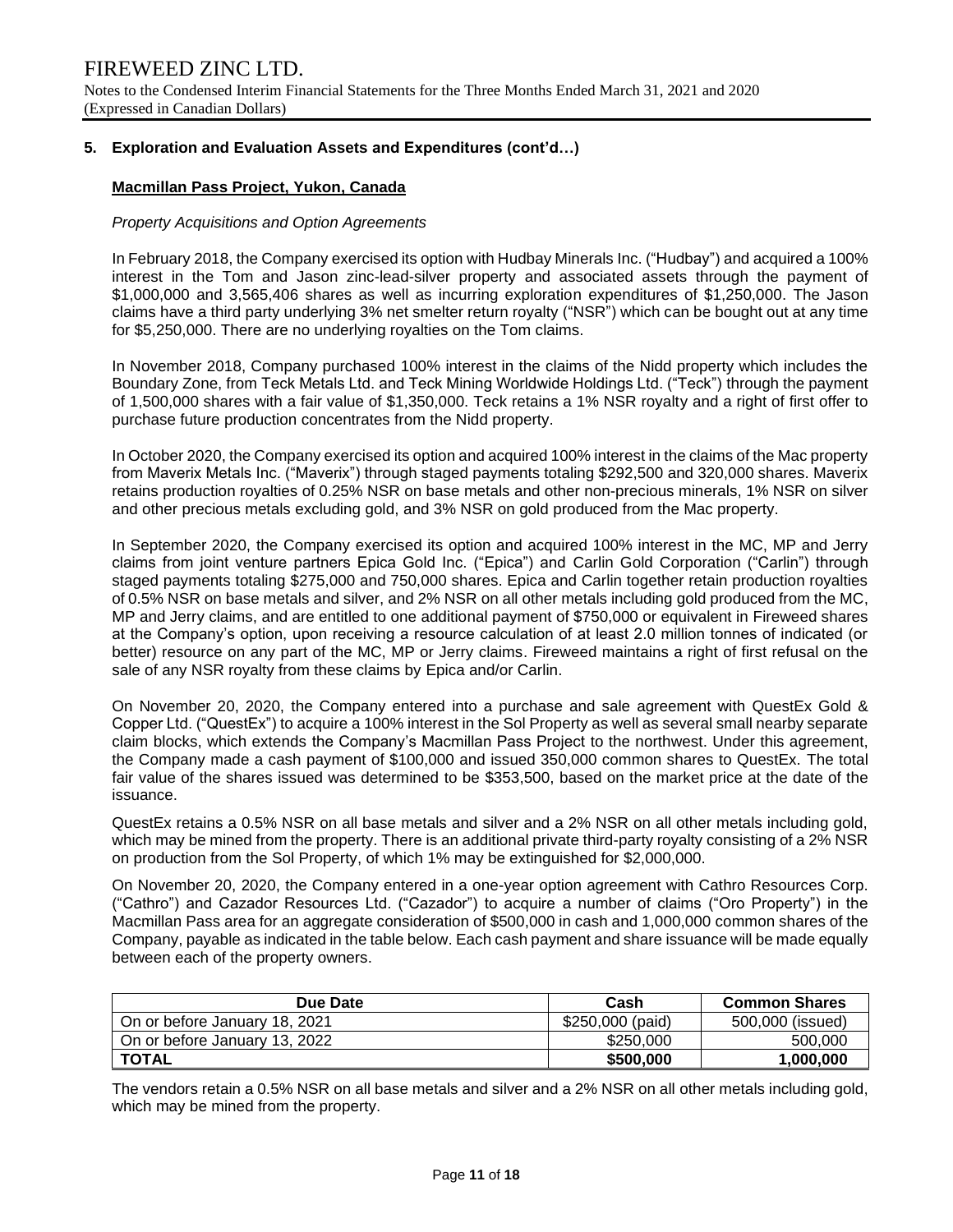## 5. Exploration and Evaluation Assets and Expenditures (cont'd…)

### Macmillan Pass Project, Yukon, Canada

*Property Acquisitions and Option Agreements*

In February 2018, the Company exercised its option with Hudbay Minerals Inc. ("Hudbay") and acquired a 100% interest in the Tom and Jason zinc-lead-silver property and associated assets through the payment of $1,000,000 and 3,565,406 shares as well as incurring exploration expenditures of $1,250,000. The Jason claims have a third party underlying 3% net smelter return royalty ("NSR") which can be bought out at any time for $5,250,000. There are no underlying royalties on the Tom claims.

In November 2018, Company purchased 100% interest in the claims of the Nidd property which includes the Boundary Zone, from Teck Metals Ltd. and Teck Mining Worldwide Holdings Ltd. ("Teck") through the payment of 1,500,000 shares with a fair value of $1,350,000. Teck retains a 1% NSR royalty and a right of first offer to purchase future production concentrates from the Nidd property.

In October 2020, the Company exercised its option and acquired 100% interest in the claims of the Mac property from Maverix Metals Inc. ("Maverix") through staged payments totaling $292,500 and 320,000 shares. Maverix retains production royalties of 0.25% NSR on base metals and other non-precious minerals, 1% NSR on silver and other precious metals excluding gold, and 3% NSR on gold produced from the Mac property.

In September 2020, the Company exercised its option and acquired 100% interest in the MC, MP and Jerry claims from joint venture partners Epica Gold Inc. ("Epica") and Carlin Gold Corporation ("Carlin") through staged payments totaling $275,000 and 750,000 shares. Epica and Carlin together retain production royalties of 0.5% NSR on base metals and silver, and 2% NSR on all other metals including gold produced from the MC, MP and Jerry claims, and are entitled to one additional payment of $750,000 or equivalent in Fireweed shares at the Company's option, upon receiving a resource calculation of at least 2.0 million tonnes of indicated (or better) resource on any part of the MC, MP or Jerry claims. Fireweed maintains a right of first refusal on the sale of any NSR royalty from these claims by Epica and/or Carlin.

On November 20, 2020, the Company entered into a purchase and sale agreement with QuestEx Gold & Copper Ltd. ("QuestEx") to acquire a 100% interest in the Sol Property as well as several small nearby separate claim blocks, which extends the Company's Macmillan Pass Project to the northwest. Under this agreement, the Company made a cash payment of $100,000 and issued 350,000 common shares to QuestEx. The total fair value of the shares issued was determined to be $353,500, based on the market price at the date of the issuance.

QuestEx retains a 0.5% NSR on all base metals and silver and a 2% NSR on all other metals including gold, which may be mined from the property. There is an additional private third-party royalty consisting of a 2% NSR on production from the Sol Property, of which 1% may be extinguished for $2,000,000.

On November 20, 2020, the Company entered in a one-year option agreement with Cathro Resources Corp. ("Cathro") and Cazador Resources Ltd. ("Cazador") to acquire a number of claims ("Oro Property") in the Macmillan Pass area for an aggregate consideration of $500,000 in cash and 1,000,000 common shares of the Company, payable as indicated in the table below. Each cash payment and share issuance will be made equally between each of the property owners.

| Due Date | Cash | Common Shares |
|---|---|---|
| On or before January 18, 2021 | $250,000 (paid) | 500,000 (issued) |
| On or before January 13, 2022 | $250,000 | 500,000 |
| **TOTAL** | **$500,000** | **1,000,000** |

The vendors retain a 0.5% NSR on all base metals and silver and a 2% NSR on all other metals including gold, which may be mined from the property.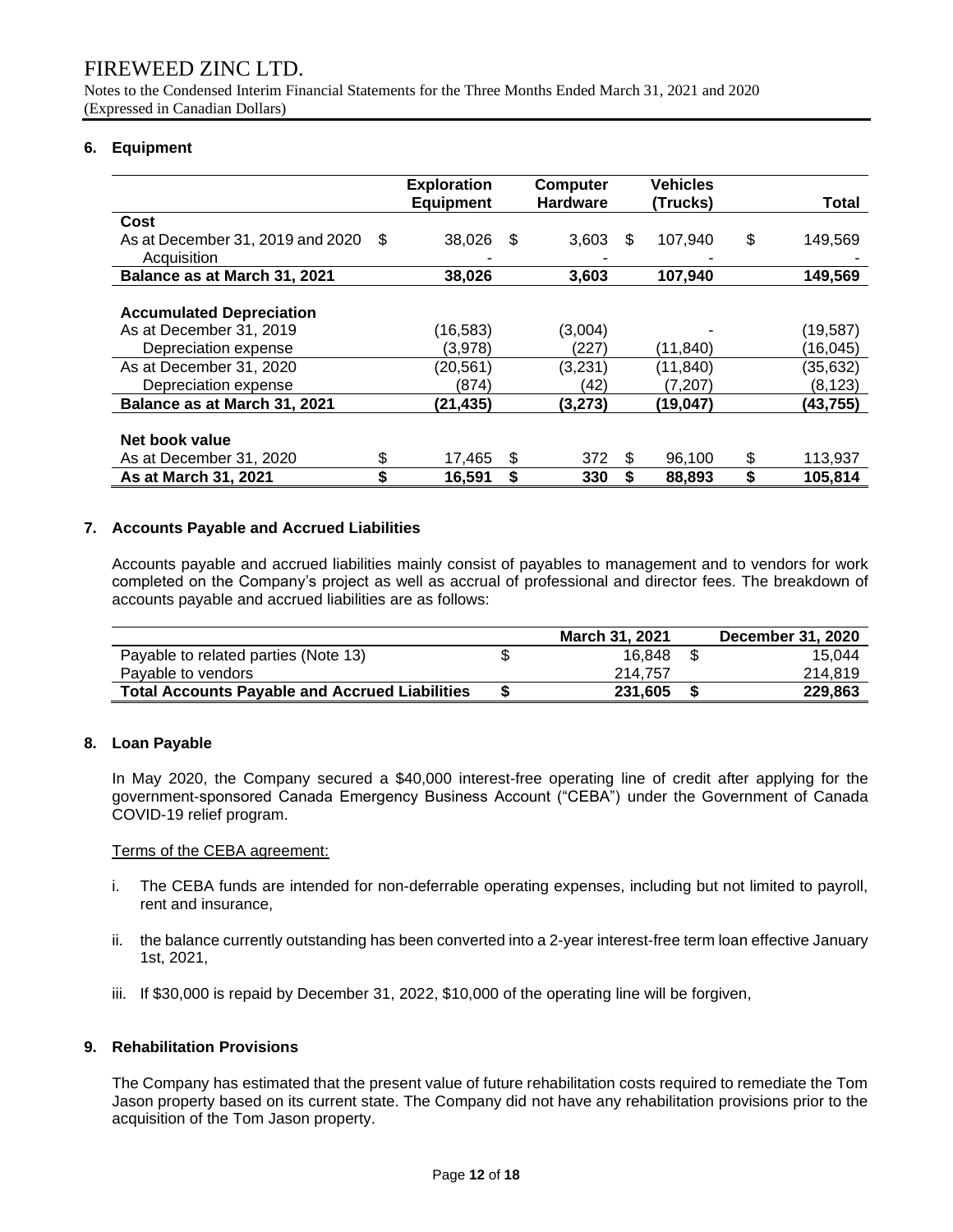## 6. Equipment

| | Exploration Equipment | Computer Hardware | Vehicles (Trucks) | Total |
|---|---|---|---|---|
| **Cost** | | | | |
| As at December 31, 2019 and 2020 | $ 38,026 | $ 3,603 | $ 107,940 | $ 149,569 |
| Acquisition | - | - | - | - |
| **Balance as at March 31, 2021** | **38,026** | **3,603** | **107,940** | **149,569** |
| **Accumulated Depreciation** | | | | |
| As at December 31, 2019 | (16,583) | (3,004) | - | (19,587) |
| Depreciation expense | (3,978) | (227) | (11,840) | (16,045) |
| As at December 31, 2020 | (20,561) | (3,231) | (11,840) | (35,632) |
| Depreciation expense | (874) | (42) | (7,207) | (8,123) |
| **Balance as at March 31, 2021** | **(21,435)** | **(3,273)** | **(19,047)** | **(43,755)** |
| **Net book value** | | | | |
| As at December 31, 2020 | $ 17,465 | $ 372 | $ 96,100 | $ 113,937 |
| **As at March 31, 2021** | **$ 16,591** | **$ 330** | **$ 88,893** | **$ 105,814** |

## 7. Accounts Payable and Accrued Liabilities

Accounts payable and accrued liabilities mainly consist of payables to management and to vendors for work completed on the Company's project as well as accrual of professional and director fees. The breakdown of accounts payable and accrued liabilities are as follows:

| | March 31, 2021 | December 31, 2020 |
|---|---|---|
| Payable to related parties (Note 13) | $ 16,848 | $ 15,044 |
| Payable to vendors | 214,757 | 214,819 |
| **Total Accounts Payable and Accrued Liabilities** | **$ 231,605** | **$ 229,863** |

## 8. Loan Payable

In May 2020, the Company secured a $40,000 interest-free operating line of credit after applying for the government-sponsored Canada Emergency Business Account ("CEBA") under the Government of Canada COVID-19 relief program.

Terms of the CEBA agreement:

i. The CEBA funds are intended for non-deferrable operating expenses, including but not limited to payroll, rent and insurance,

ii. the balance currently outstanding has been converted into a 2-year interest-free term loan effective January 1st, 2021,

iii. If $30,000 is repaid by December 31, 2022, $10,000 of the operating line will be forgiven,

## 9. Rehabilitation Provisions

The Company has estimated that the present value of future rehabilitation costs required to remediate the Tom Jason property based on its current state. The Company did not have any rehabilitation provisions prior to the acquisition of the Tom Jason property.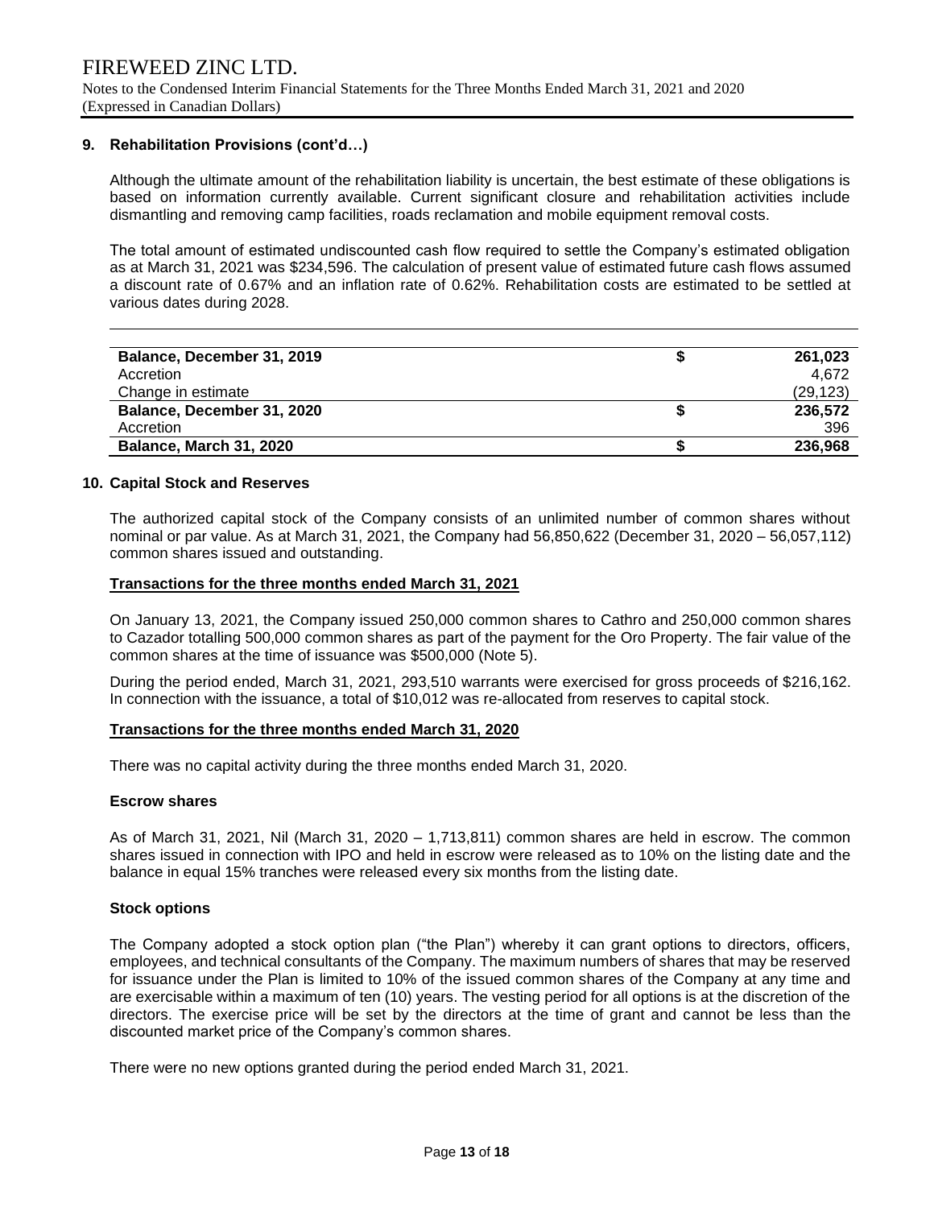### 9. Rehabilitation Provisions (cont'd…)

Although the ultimate amount of the rehabilitation liability is uncertain, the best estimate of these obligations is based on information currently available. Current significant closure and rehabilitation activities include dismantling and removing camp facilities, roads reclamation and mobile equipment removal costs.

The total amount of estimated undiscounted cash flow required to settle the Company's estimated obligation as at March 31, 2021 was $234,596. The calculation of present value of estimated future cash flows assumed a discount rate of 0.67% and an inflation rate of 0.62%. Rehabilitation costs are estimated to be settled at various dates during 2028.

| | | |
|---|---|---|
| **Balance, December 31, 2019** | **$** | **261,023** |
| Accretion | | 4,672 |
| Change in estimate | | (29,123) |
| **Balance, December 31, 2020** | **$** | **236,572** |
| Accretion | | 396 |
| **Balance, March 31, 2020** | **$** | **236,968** |

### 10. Capital Stock and Reserves

The authorized capital stock of the Company consists of an unlimited number of common shares without nominal or par value. As at March 31, 2021, the Company had 56,850,622 (December 31, 2020 – 56,057,112) common shares issued and outstanding.

**Transactions for the three months ended March 31, 2021**

On January 13, 2021, the Company issued 250,000 common shares to Cathro and 250,000 common shares to Cazador totalling 500,000 common shares as part of the payment for the Oro Property. The fair value of the common shares at the time of issuance was $500,000 (Note 5).

During the period ended, March 31, 2021, 293,510 warrants were exercised for gross proceeds of $216,162. In connection with the issuance, a total of $10,012 was re-allocated from reserves to capital stock.

**Transactions for the three months ended March 31, 2020**

There was no capital activity during the three months ended March 31, 2020.

**Escrow shares**

As of March 31, 2021, Nil (March 31, 2020 – 1,713,811) common shares are held in escrow. The common shares issued in connection with IPO and held in escrow were released as to 10% on the listing date and the balance in equal 15% tranches were released every six months from the listing date.

**Stock options**

The Company adopted a stock option plan ("the Plan") whereby it can grant options to directors, officers, employees, and technical consultants of the Company. The maximum numbers of shares that may be reserved for issuance under the Plan is limited to 10% of the issued common shares of the Company at any time and are exercisable within a maximum of ten (10) years. The vesting period for all options is at the discretion of the directors. The exercise price will be set by the directors at the time of grant and cannot be less than the discounted market price of the Company's common shares.

There were no new options granted during the period ended March 31, 2021.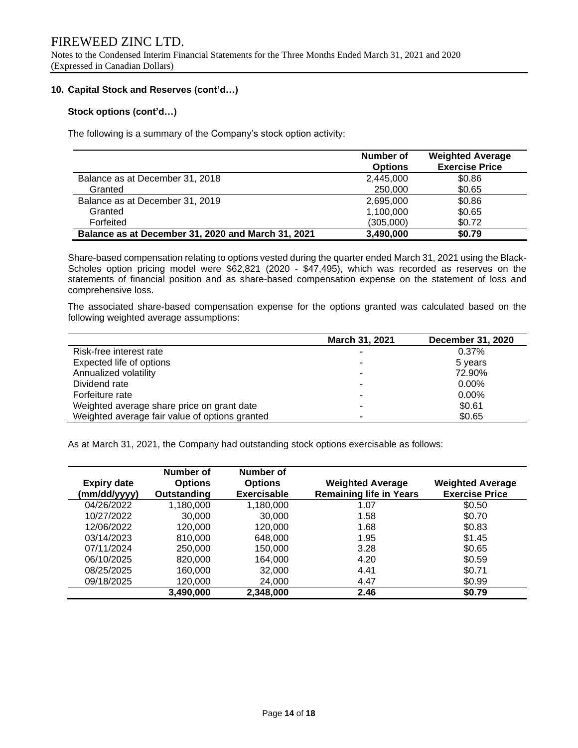## 10. Capital Stock and Reserves (cont'd…)

### Stock options (cont'd…)

The following is a summary of the Company's stock option activity:

| | Number of Options | Weighted Average Exercise Price |
|---|---|---|
| Balance as at December 31, 2018 | 2,445,000 | $0.86 |
| Granted | 250,000 | $0.65 |
| Balance as at December 31, 2019 | 2,695,000 | $0.86 |
| Granted | 1,100,000 | $0.65 |
| Forfeited | (305,000) | $0.72 |
| **Balance as at December 31, 2020 and March 31, 2021** | **3,490,000** | **$0.79** |

Share-based compensation relating to options vested during the quarter ended March 31, 2021 using the Black-Scholes option pricing model were $62,821 (2020 - $47,495), which was recorded as reserves on the statements of financial position and as share-based compensation expense on the statement of loss and comprehensive loss.

The associated share-based compensation expense for the options granted was calculated based on the following weighted average assumptions:

| | March 31, 2021 | December 31, 2020 |
|---|---|---|
| Risk-free interest rate | - | 0.37% |
| Expected life of options | - | 5 years |
| Annualized volatility | - | 72.90% |
| Dividend rate | - | 0.00% |
| Forfeiture rate | - | 0.00% |
| Weighted average share price on grant date | - | $0.61 |
| Weighted average fair value of options granted | - | $0.65 |

As at March 31, 2021, the Company had outstanding stock options exercisable as follows:

| Expiry date (mm/dd/yyyy) | Number of Options Outstanding | Number of Options Exercisable | Weighted Average Remaining life in Years | Weighted Average Exercise Price |
|---|---|---|---|---|
| 04/26/2022 | 1,180,000 | 1,180,000 | 1.07 | $0.50 |
| 10/27/2022 | 30,000 | 30,000 | 1.58 | $0.70 |
| 12/06/2022 | 120,000 | 120,000 | 1.68 | $0.83 |
| 03/14/2023 | 810,000 | 648,000 | 1.95 | $1.45 |
| 07/11/2024 | 250,000 | 150,000 | 3.28 | $0.65 |
| 06/10/2025 | 820,000 | 164,000 | 4.20 | $0.59 |
| 08/25/2025 | 160,000 | 32,000 | 4.41 | $0.71 |
| 09/18/2025 | 120,000 | 24,000 | 4.47 | $0.99 |
| | **3,490,000** | **2,348,000** | **2.46** | **$0.79** |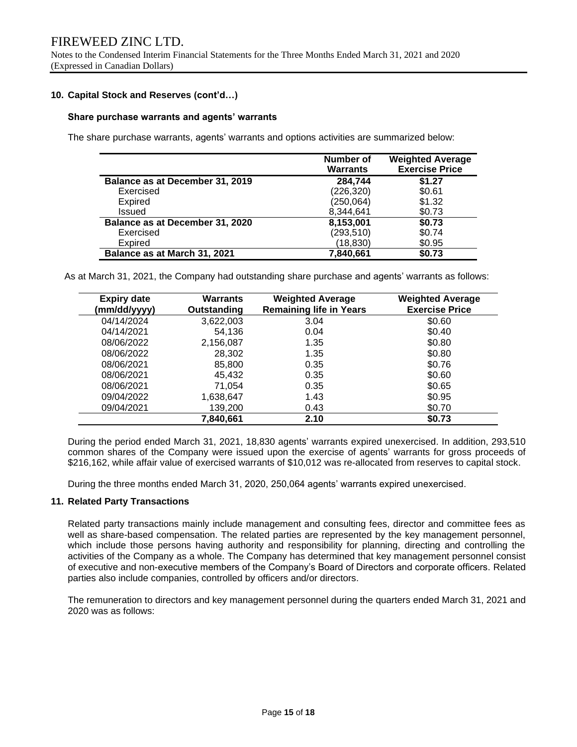## 10. Capital Stock and Reserves (cont'd…)

### Share purchase warrants and agents' warrants

The share purchase warrants, agents' warrants and options activities are summarized below:

| | Number of Warrants | Weighted Average Exercise Price |
|---|---|---|
| **Balance as at December 31, 2019** | **284,744** | **$1.27** |
| Exercised | (226,320) | $0.61 |
| Expired | (250,064) | $1.32 |
| Issued | 8,344,641 | $0.73 |
| **Balance as at December 31, 2020** | **8,153,001** | **$0.73** |
| Exercised | (293,510) | $0.74 |
| Expired | (18,830) | $0.95 |
| **Balance as at March 31, 2021** | **7,840,661** | **$0.73** |

As at March 31, 2021, the Company had outstanding share purchase and agents' warrants as follows:

| Expiry date (mm/dd/yyyy) | Warrants Outstanding | Weighted Average Remaining life in Years | Weighted Average Exercise Price |
|---|---|---|---|
| 04/14/2024 | 3,622,003 | 3.04 | $0.60 |
| 04/14/2021 | 54,136 | 0.04 | $0.40 |
| 08/06/2022 | 2,156,087 | 1.35 | $0.80 |
| 08/06/2022 | 28,302 | 1.35 | $0.80 |
| 08/06/2021 | 85,800 | 0.35 | $0.76 |
| 08/06/2021 | 45,432 | 0.35 | $0.60 |
| 08/06/2021 | 71,054 | 0.35 | $0.65 |
| 09/04/2022 | 1,638,647 | 1.43 | $0.95 |
| 09/04/2021 | 139,200 | 0.43 | $0.70 |
| | **7,840,661** | **2.10** | **$0.73** |

During the period ended March 31, 2021, 18,830 agents' warrants expired unexercised. In addition, 293,510 common shares of the Company were issued upon the exercise of agents' warrants for gross proceeds of $216,162, while affair value of exercised warrants of $10,012 was re-allocated from reserves to capital stock.

During the three months ended March 31, 2020, 250,064 agents' warrants expired unexercised.

## 11. Related Party Transactions

Related party transactions mainly include management and consulting fees, director and committee fees as well as share-based compensation. The related parties are represented by the key management personnel, which include those persons having authority and responsibility for planning, directing and controlling the activities of the Company as a whole. The Company has determined that key management personnel consist of executive and non-executive members of the Company's Board of Directors and corporate officers. Related parties also include companies, controlled by officers and/or directors.

The remuneration to directors and key management personnel during the quarters ended March 31, 2021 and 2020 was as follows: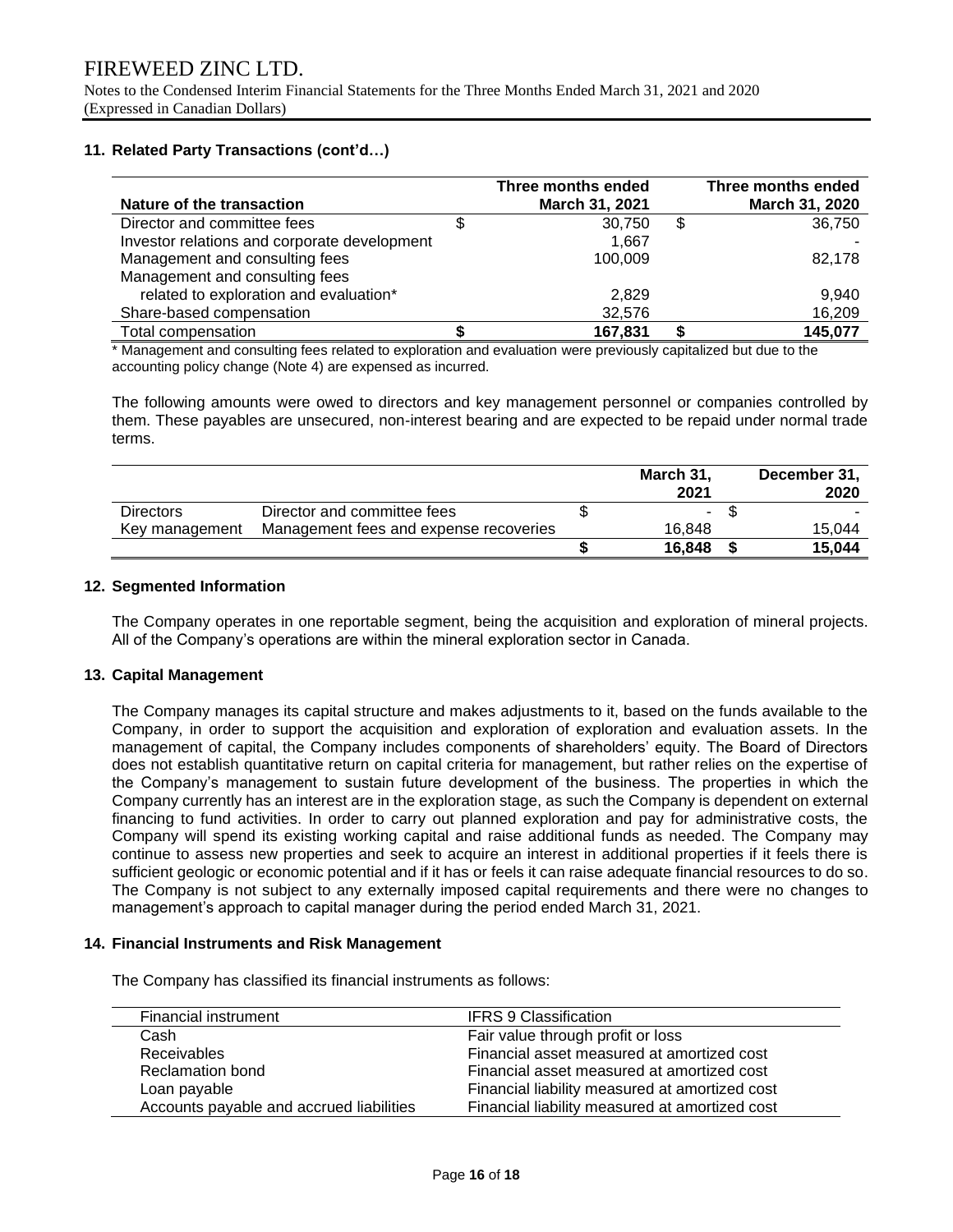## 11. Related Party Transactions (cont'd…)

| Nature of the transaction | | Three months ended March 31, 2021 | | Three months ended March 31, 2020 |
|---|---|---|---|---|
| Director and committee fees | $ | 30,750 | $ | 36,750 |
| Investor relations and corporate development | | 1,667 | | - |
| Management and consulting fees | | 100,009 | | 82,178 |
| Management and consulting fees related to exploration and evaluation* | | 2,829 | | 9,940 |
| Share-based compensation | | 32,576 | | 16,209 |
| **Total compensation** | **$** | **167,831** | **$** | **145,077** |

\* Management and consulting fees related to exploration and evaluation were previously capitalized but due to the accounting policy change (Note 4) are expensed as incurred.

The following amounts were owed to directors and key management personnel or companies controlled by them. These payables are unsecured, non-interest bearing and are expected to be repaid under normal trade terms.

| | | | March 31, 2021 | | December 31, 2020 |
|---|---|---|---|---|---|
| Directors | Director and committee fees | $ | - | $ | - |
| Key management | Management fees and expense recoveries | | 16,848 | | 15,044 |
| | | **$** | **16,848** | **$** | **15,044** |

## 12. Segmented Information

The Company operates in one reportable segment, being the acquisition and exploration of mineral projects. All of the Company's operations are within the mineral exploration sector in Canada.

## 13. Capital Management

The Company manages its capital structure and makes adjustments to it, based on the funds available to the Company, in order to support the acquisition and exploration of exploration and evaluation assets. In the management of capital, the Company includes components of shareholders' equity. The Board of Directors does not establish quantitative return on capital criteria for management, but rather relies on the expertise of the Company's management to sustain future development of the business. The properties in which the Company currently has an interest are in the exploration stage, as such the Company is dependent on external financing to fund activities. In order to carry out planned exploration and pay for administrative costs, the Company will spend its existing working capital and raise additional funds as needed. The Company may continue to assess new properties and seek to acquire an interest in additional properties if it feels there is sufficient geologic or economic potential and if it has or feels it can raise adequate financial resources to do so. The Company is not subject to any externally imposed capital requirements and there were no changes to management's approach to capital manager during the period ended March 31, 2021.

## 14. Financial Instruments and Risk Management

The Company has classified its financial instruments as follows:

| Financial instrument | IFRS 9 Classification |
|---|---|
| Cash | Fair value through profit or loss |
| Receivables | Financial asset measured at amortized cost |
| Reclamation bond | Financial asset measured at amortized cost |
| Loan payable | Financial liability measured at amortized cost |
| Accounts payable and accrued liabilities | Financial liability measured at amortized cost |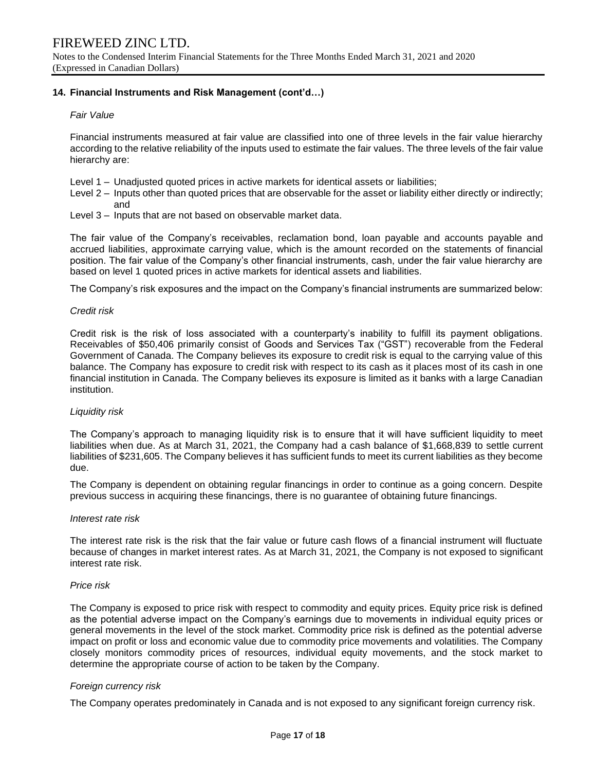## 14. Financial Instruments and Risk Management (cont'd…)

*Fair Value*

Financial instruments measured at fair value are classified into one of three levels in the fair value hierarchy according to the relative reliability of the inputs used to estimate the fair values. The three levels of the fair value hierarchy are:

- Level 1 – Unadjusted quoted prices in active markets for identical assets or liabilities;
- Level 2 – Inputs other than quoted prices that are observable for the asset or liability either directly or indirectly; and
- Level 3 – Inputs that are not based on observable market data.

The fair value of the Company's receivables, reclamation bond, loan payable and accounts payable and accrued liabilities, approximate carrying value, which is the amount recorded on the statements of financial position. The fair value of the Company's other financial instruments, cash, under the fair value hierarchy are based on level 1 quoted prices in active markets for identical assets and liabilities.

The Company's risk exposures and the impact on the Company's financial instruments are summarized below:

*Credit risk*

Credit risk is the risk of loss associated with a counterparty's inability to fulfill its payment obligations. Receivables of $50,406 primarily consist of Goods and Services Tax ("GST") recoverable from the Federal Government of Canada. The Company believes its exposure to credit risk is equal to the carrying value of this balance. The Company has exposure to credit risk with respect to its cash as it places most of its cash in one financial institution in Canada. The Company believes its exposure is limited as it banks with a large Canadian institution.

*Liquidity risk*

The Company's approach to managing liquidity risk is to ensure that it will have sufficient liquidity to meet liabilities when due. As at March 31, 2021, the Company had a cash balance of $1,668,839 to settle current liabilities of $231,605. The Company believes it has sufficient funds to meet its current liabilities as they become due.

The Company is dependent on obtaining regular financings in order to continue as a going concern. Despite previous success in acquiring these financings, there is no guarantee of obtaining future financings.

*Interest rate risk*

The interest rate risk is the risk that the fair value or future cash flows of a financial instrument will fluctuate because of changes in market interest rates. As at March 31, 2021, the Company is not exposed to significant interest rate risk.

*Price risk*

The Company is exposed to price risk with respect to commodity and equity prices. Equity price risk is defined as the potential adverse impact on the Company's earnings due to movements in individual equity prices or general movements in the level of the stock market. Commodity price risk is defined as the potential adverse impact on profit or loss and economic value due to commodity price movements and volatilities. The Company closely monitors commodity prices of resources, individual equity movements, and the stock market to determine the appropriate course of action to be taken by the Company.

*Foreign currency risk*

The Company operates predominately in Canada and is not exposed to any significant foreign currency risk.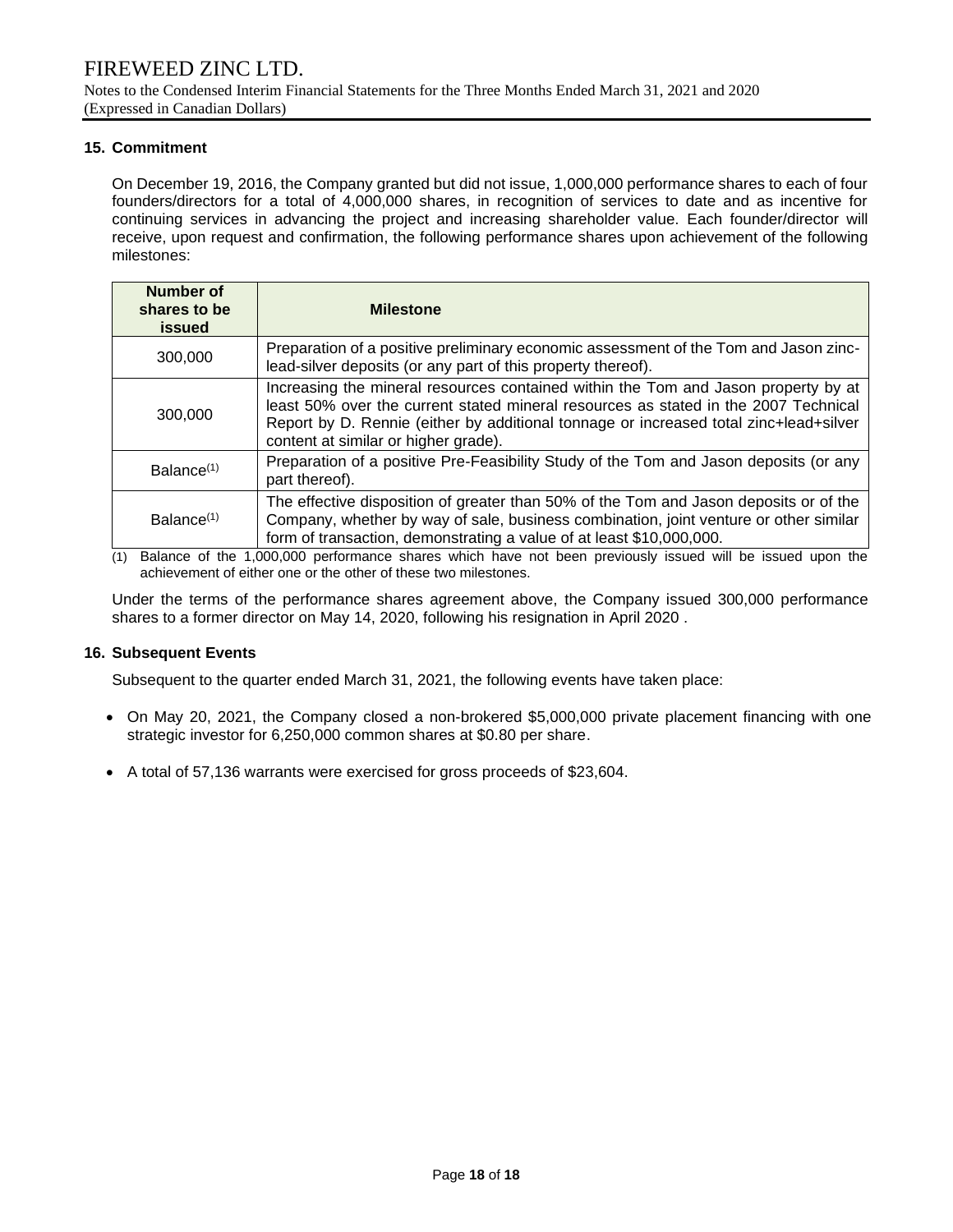## 15. Commitment

On December 19, 2016, the Company granted but did not issue, 1,000,000 performance shares to each of four founders/directors for a total of 4,000,000 shares, in recognition of services to date and as incentive for continuing services in advancing the project and increasing shareholder value. Each founder/director will receive, upon request and confirmation, the following performance shares upon achievement of the following milestones:

| Number of shares to be issued | Milestone |
|---|---|
| 300,000 | Preparation of a positive preliminary economic assessment of the Tom and Jason zinc-lead-silver deposits (or any part of this property thereof). |
| 300,000 | Increasing the mineral resources contained within the Tom and Jason property by at least 50% over the current stated mineral resources as stated in the 2007 Technical Report by D. Rennie (either by additional tonnage or increased total zinc+lead+silver content at similar or higher grade). |
| Balance(1) | Preparation of a positive Pre-Feasibility Study of the Tom and Jason deposits (or any part thereof). |
| Balance(1) | The effective disposition of greater than 50% of the Tom and Jason deposits or of the Company, whether by way of sale, business combination, joint venture or other similar form of transaction, demonstrating a value of at least $10,000,000. |

(1) Balance of the 1,000,000 performance shares which have not been previously issued will be issued upon the achievement of either one or the other of these two milestones.

Under the terms of the performance shares agreement above, the Company issued 300,000 performance shares to a former director on May 14, 2020, following his resignation in April 2020 .

## 16. Subsequent Events

Subsequent to the quarter ended March 31, 2021, the following events have taken place:

- On May 20, 2021, the Company closed a non-brokered $5,000,000 private placement financing with one strategic investor for 6,250,000 common shares at $0.80 per share.
- A total of 57,136 warrants were exercised for gross proceeds of $23,604.